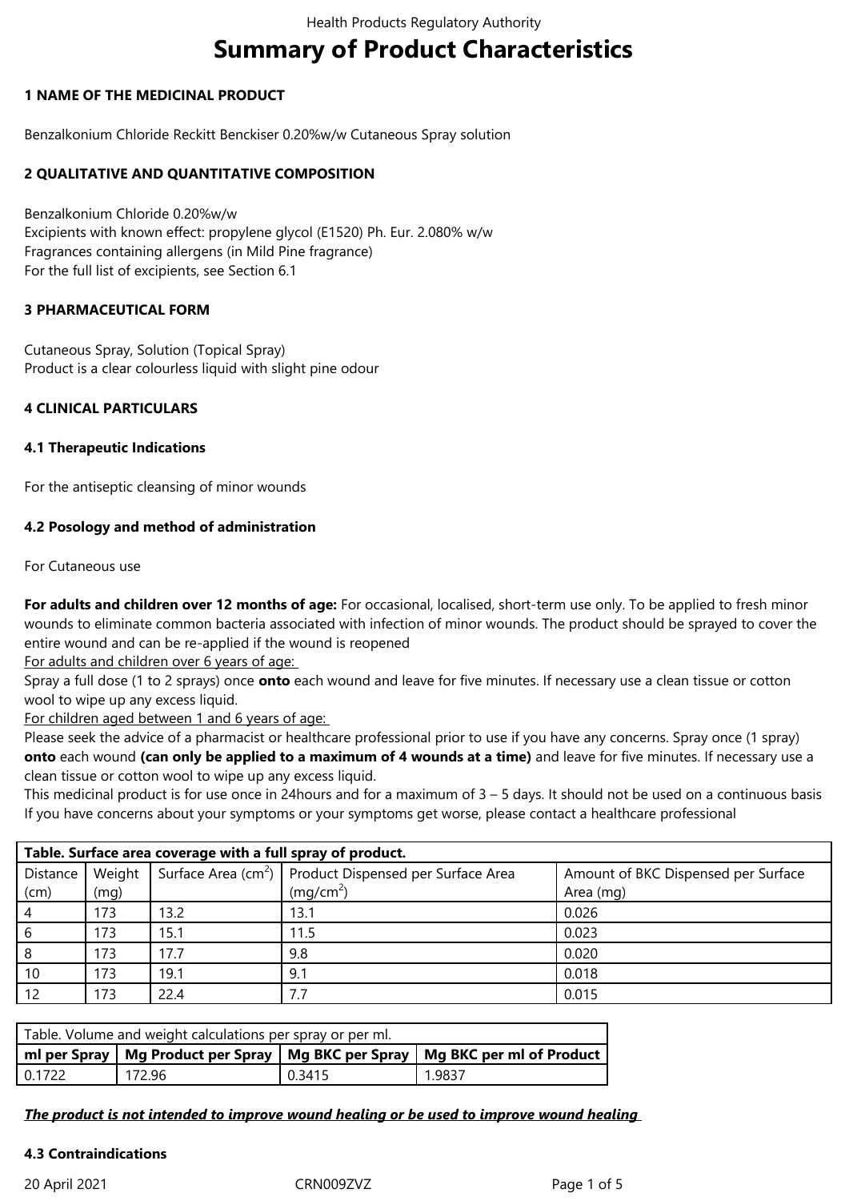# Summary of Product Characteristics

## 1 NAME OF THE MEDICINAL PRODUCT

Benzalkonium Chloride Reckitt Benckiser 0.20%w/w Cutaneous Spray solution

## 2 QUALITATIVE AND QUANTITATIVE COMPOSITION

Benzalkonium Chloride 0.20%w/w
Excipients with known effect: propylene glycol (E1520) Ph. Eur. 2.080% w/w
Fragrances containing allergens (in Mild Pine fragrance)
For the full list of excipients, see Section 6.1

## 3 PHARMACEUTICAL FORM

Cutaneous Spray, Solution (Topical Spray)
Product is a clear colourless liquid with slight pine odour

## 4 CLINICAL PARTICULARS

### 4.1 Therapeutic Indications

For the antiseptic cleansing of minor wounds

### 4.2 Posology and method of administration

For Cutaneous use

**For adults and children over 12 months of age:** For occasional, localised, short-term use only. To be applied to fresh minor wounds to eliminate common bacteria associated with infection of minor wounds. The product should be sprayed to cover the entire wound and can be re-applied if the wound is reopened

For adults and children over 6 years of age:
Spray a full dose (1 to 2 sprays) once **onto** each wound and leave for five minutes. If necessary use a clean tissue or cotton wool to wipe up any excess liquid.

For children aged between 1 and 6 years of age:
Please seek the advice of a pharmacist or healthcare professional prior to use if you have any concerns. Spray once (1 spray) **onto** each wound **(can only be applied to a maximum of 4 wounds at a time)** and leave for five minutes. If necessary use a clean tissue or cotton wool to wipe up any excess liquid.
This medicinal product is for use once in 24hours and for a maximum of 3 – 5 days. It should not be used on a continuous basis
If you have concerns about your symptoms or your symptoms get worse, please contact a healthcare professional

**Table. Surface area coverage with a full spray of product.**

| Distance (cm) | Weight (mg) | Surface Area ($cm^2$) | Product Dispensed per Surface Area ($mg/cm^2$) | Amount of BKC Dispensed per Surface Area (mg) |
|---|---|---|---|---|
| 4 | 173 | 13.2 | 13.1 | 0.026 |
| 6 | 173 | 15.1 | 11.5 | 0.023 |
| 8 | 173 | 17.7 | 9.8 | 0.020 |
| 10 | 173 | 19.1 | 9.1 | 0.018 |
| 12 | 173 | 22.4 | 7.7 | 0.015 |

Table. Volume and weight calculations per spray or per ml.

| ml per Spray | Mg Product per Spray | Mg BKC per Spray | Mg BKC per ml of Product |
|---|---|---|---|
| 0.1722 | 172.96 | 0.3415 | 1.9837 |

***The product is not intended to improve wound healing or be used to improve wound healing***

### 4.3 Contraindications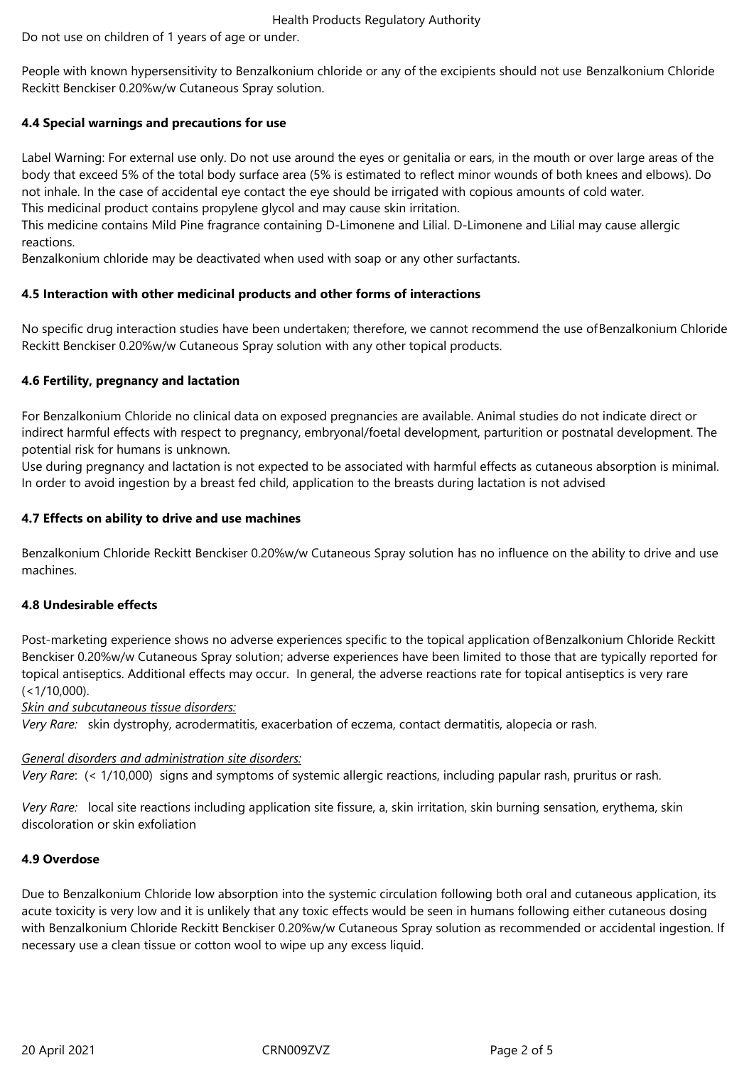Do not use on children of 1 years of age or under.

People with known hypersensitivity to Benzalkonium chloride or any of the excipients should not use Benzalkonium Chloride Reckitt Benckiser 0.20%w/w Cutaneous Spray solution.

### 4.4 Special warnings and precautions for use

Label Warning: For external use only. Do not use around the eyes or genitalia or ears, in the mouth or over large areas of the body that exceed 5% of the total body surface area (5% is estimated to reflect minor wounds of both knees and elbows). Do not inhale. In the case of accidental eye contact the eye should be irrigated with copious amounts of cold water.
This medicinal product contains propylene glycol and may cause skin irritation.
This medicine contains Mild Pine fragrance containing D-Limonene and Lilial. D-Limonene and Lilial may cause allergic reactions.
Benzalkonium chloride may be deactivated when used with soap or any other surfactants.

### 4.5 Interaction with other medicinal products and other forms of interactions

No specific drug interaction studies have been undertaken; therefore, we cannot recommend the use ofBenzalkonium Chloride Reckitt Benckiser 0.20%w/w Cutaneous Spray solution with any other topical products.

### 4.6 Fertility, pregnancy and lactation

For Benzalkonium Chloride no clinical data on exposed pregnancies are available. Animal studies do not indicate direct or indirect harmful effects with respect to pregnancy, embryonal/foetal development, parturition or postnatal development. The potential risk for humans is unknown.
Use during pregnancy and lactation is not expected to be associated with harmful effects as cutaneous absorption is minimal. In order to avoid ingestion by a breast fed child, application to the breasts during lactation is not advised

### 4.7 Effects on ability to drive and use machines

Benzalkonium Chloride Reckitt Benckiser 0.20%w/w Cutaneous Spray solution has no influence on the ability to drive and use machines.

### 4.8 Undesirable effects

Post-marketing experience shows no adverse experiences specific to the topical application ofBenzalkonium Chloride Reckitt Benckiser 0.20%w/w Cutaneous Spray solution; adverse experiences have been limited to those that are typically reported for topical antiseptics. Additional effects may occur. In general, the adverse reactions rate for topical antiseptics is very rare (<1/10,000).

*Skin and subcutaneous tissue disorders:*
*Very Rare:* skin dystrophy, acrodermatitis, exacerbation of eczema, contact dermatitis, alopecia or rash.

*General disorders and administration site disorders:*
*Very Rare*: (< 1/10,000) signs and symptoms of systemic allergic reactions, including papular rash, pruritus or rash.

*Very Rare:* local site reactions including application site fissure, a, skin irritation, skin burning sensation, erythema, skin discoloration or skin exfoliation

### 4.9 Overdose

Due to Benzalkonium Chloride low absorption into the systemic circulation following both oral and cutaneous application, its acute toxicity is very low and it is unlikely that any toxic effects would be seen in humans following either cutaneous dosing with Benzalkonium Chloride Reckitt Benckiser 0.20%w/w Cutaneous Spray solution as recommended or accidental ingestion. If necessary use a clean tissue or cotton wool to wipe up any excess liquid.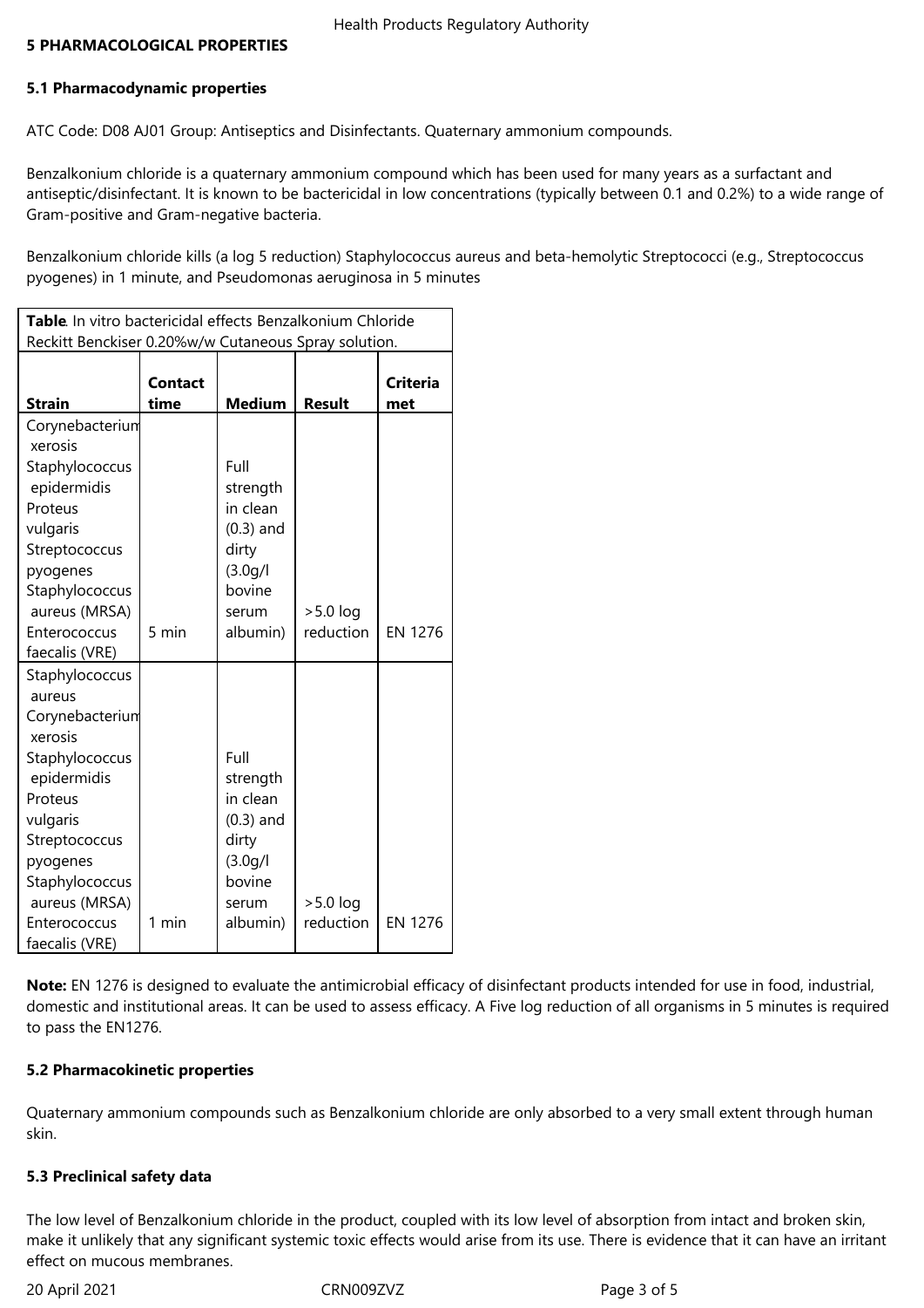## 5 PHARMACOLOGICAL PROPERTIES

### 5.1 Pharmacodynamic properties

ATC Code: D08 AJ01 Group: Antiseptics and Disinfectants. Quaternary ammonium compounds.

Benzalkonium chloride is a quaternary ammonium compound which has been used for many years as a surfactant and antiseptic/disinfectant. It is known to be bactericidal in low concentrations (typically between 0.1 and 0.2%) to a wide range of Gram-positive and Gram-negative bacteria.

Benzalkonium chloride kills (a log 5 reduction) Staphylococcus aureus and beta-hemolytic Streptococci (e.g., Streptococcus pyogenes) in 1 minute, and Pseudomonas aeruginosa in 5 minutes

**Table**. In vitro bactericidal effects Benzalkonium Chloride Reckitt Benckiser 0.20%w/w Cutaneous Spray solution.

| Strain | Contact time | Medium | Result | Criteria met |
|---|---|---|---|---|
| Corynebacterium xerosis<br>Staphylococcus epidermidis<br>Proteus vulgaris<br>Streptococcus pyogenes<br>Staphylococcus aureus (MRSA)<br>Enterococcus faecalis (VRE) | 5 min | Full strength in clean (0.3) and dirty (3.0g/l bovine serum albumin) | >5.0 log reduction | EN 1276 |
| Staphylococcus aureus<br>Corynebacterium xerosis<br>Staphylococcus epidermidis<br>Proteus vulgaris<br>Streptococcus pyogenes<br>Staphylococcus aureus (MRSA)<br>Enterococcus faecalis (VRE) | 1 min | Full strength in clean (0.3) and dirty (3.0g/l bovine serum albumin) | >5.0 log reduction | EN 1276 |

**Note:** EN 1276 is designed to evaluate the antimicrobial efficacy of disinfectant products intended for use in food, industrial, domestic and institutional areas. It can be used to assess efficacy. A Five log reduction of all organisms in 5 minutes is required to pass the EN1276.

### 5.2 Pharmacokinetic properties

Quaternary ammonium compounds such as Benzalkonium chloride are only absorbed to a very small extent through human skin.

### 5.3 Preclinical safety data

The low level of Benzalkonium chloride in the product, coupled with its low level of absorption from intact and broken skin, make it unlikely that any significant systemic toxic effects would arise from its use. There is evidence that it can have an irritant effect on mucous membranes.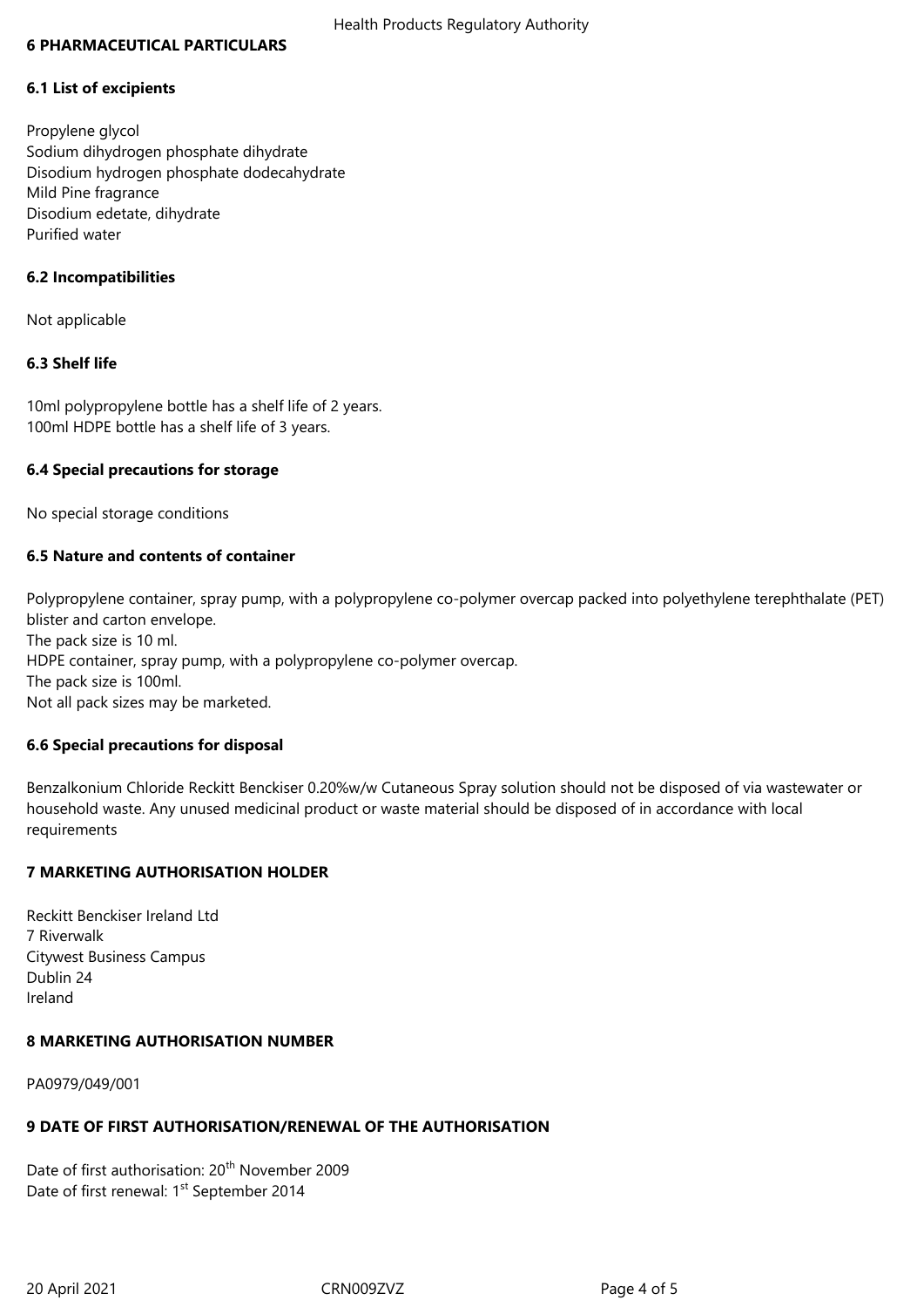## 6 PHARMACEUTICAL PARTICULARS

### 6.1 List of excipients

Propylene glycol
Sodium dihydrogen phosphate dihydrate
Disodium hydrogen phosphate dodecahydrate
Mild Pine fragrance
Disodium edetate, dihydrate
Purified water

### 6.2 Incompatibilities

Not applicable

### 6.3 Shelf life

10ml polypropylene bottle has a shelf life of 2 years.
100ml HDPE bottle has a shelf life of 3 years.

### 6.4 Special precautions for storage

No special storage conditions

### 6.5 Nature and contents of container

Polypropylene container, spray pump, with a polypropylene co-polymer overcap packed into polyethylene terephthalate (PET) blister and carton envelope.
The pack size is 10 ml.
HDPE container, spray pump, with a polypropylene co-polymer overcap.
The pack size is 100ml.
Not all pack sizes may be marketed.

### 6.6 Special precautions for disposal

Benzalkonium Chloride Reckitt Benckiser 0.20%w/w Cutaneous Spray solution should not be disposed of via wastewater or household waste. Any unused medicinal product or waste material should be disposed of in accordance with local requirements

## 7 MARKETING AUTHORISATION HOLDER

Reckitt Benckiser Ireland Ltd
7 Riverwalk
Citywest Business Campus
Dublin 24
Ireland

## 8 MARKETING AUTHORISATION NUMBER

PA0979/049/001

## 9 DATE OF FIRST AUTHORISATION/RENEWAL OF THE AUTHORISATION

Date of first authorisation: 20th November 2009
Date of first renewal: 1st September 2014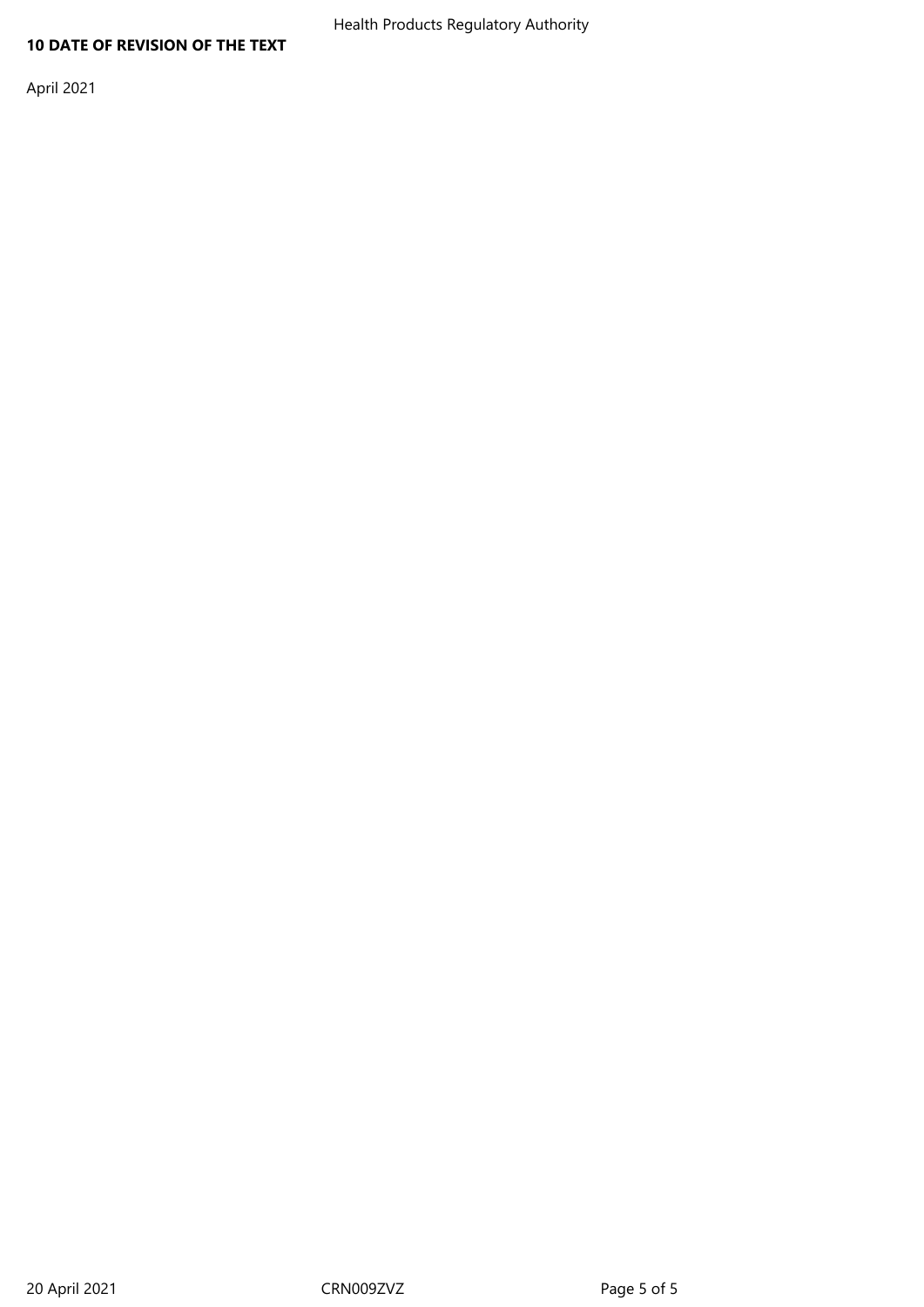**10 DATE OF REVISION OF THE TEXT**

April 2021